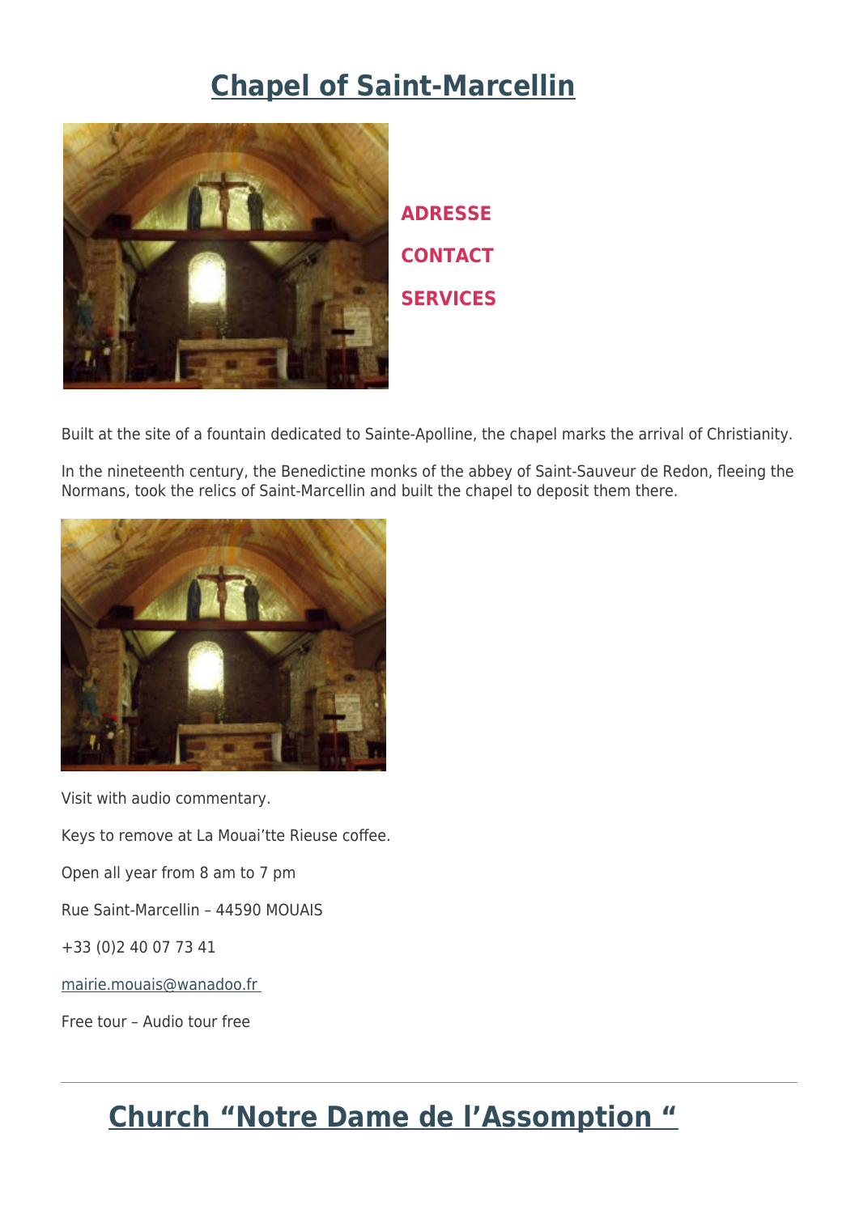# Chapel of Saint-Marcellin

**ADRESSE**

**CONTACT**

**SERVICES**

Built at the site of a fountain dedicated to Sainte-Apolline, the chapel marks the arrival of Christianity.

In the nineteenth century, the Benedictine monks of the abbey of Saint-Sauveur de Redon, fleeing the Normans, took the relics of Saint-Marcellin and built the chapel to deposit them there.

Visit with audio commentary.

Keys to remove at La Mouai'tte Rieuse coffee.

Open all year from 8 am to 7 pm

Rue Saint-Marcellin – 44590 MOUAIS

+33 (0)2 40 07 73 41

mairie.mouais@wanadoo.fr

Free tour – Audio tour free

---

# Church "Notre Dame de l'Assomption "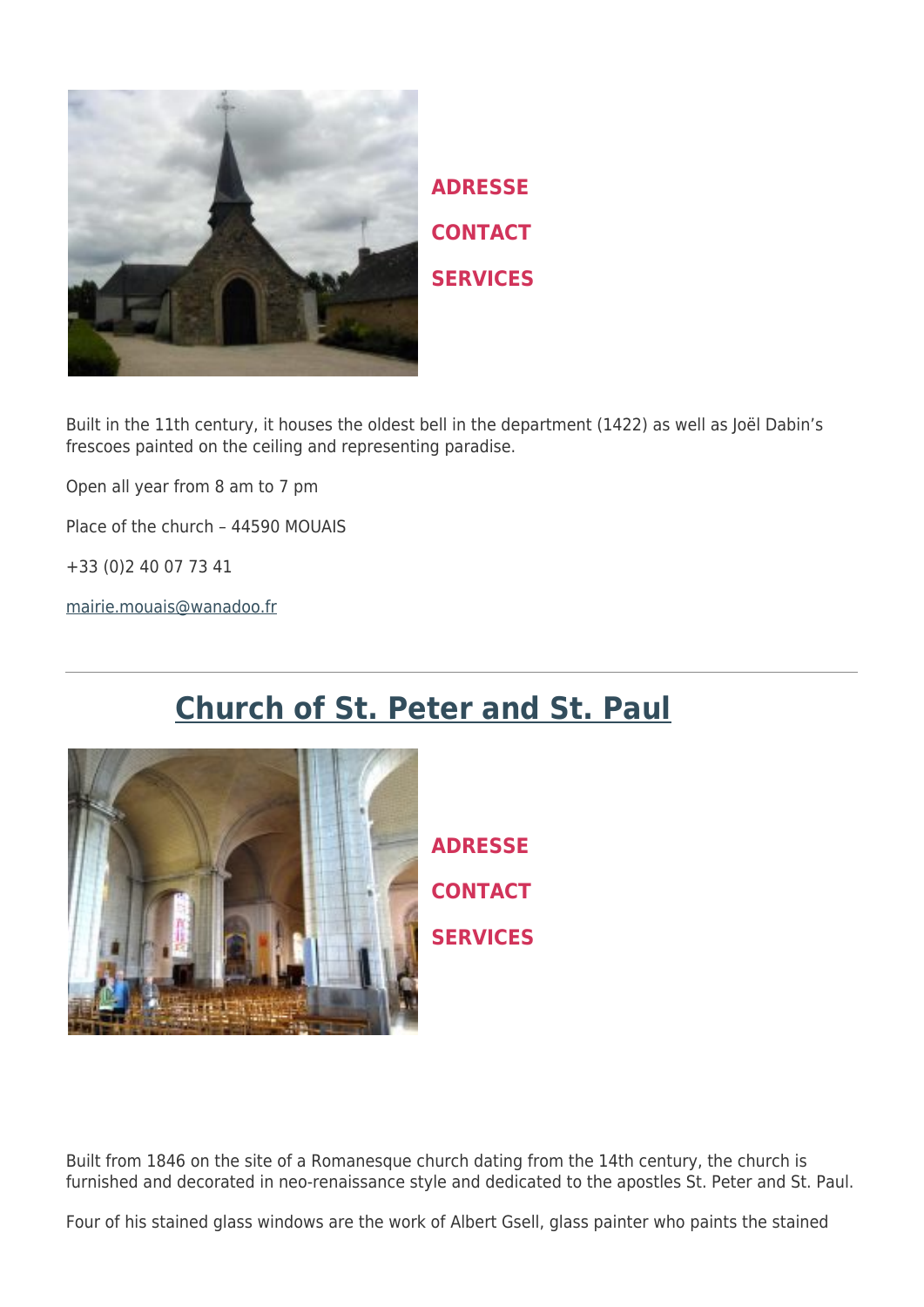**ADRESSE**

**CONTACT**

**SERVICES**

Built in the 11th century, it houses the oldest bell in the department (1422) as well as Joël Dabin's frescoes painted on the ceiling and representing paradise.

Open all year from 8 am to 7 pm

Place of the church – 44590 MOUAIS

+33 (0)2 40 07 73 41

mairie.mouais@wanadoo.fr

---

## Church of St. Peter and St. Paul

**ADRESSE**

**CONTACT**

**SERVICES**

Built from 1846 on the site of a Romanesque church dating from the 14th century, the church is furnished and decorated in neo-renaissance style and dedicated to the apostles St. Peter and St. Paul.

Four of his stained glass windows are the work of Albert Gsell, glass painter who paints the stained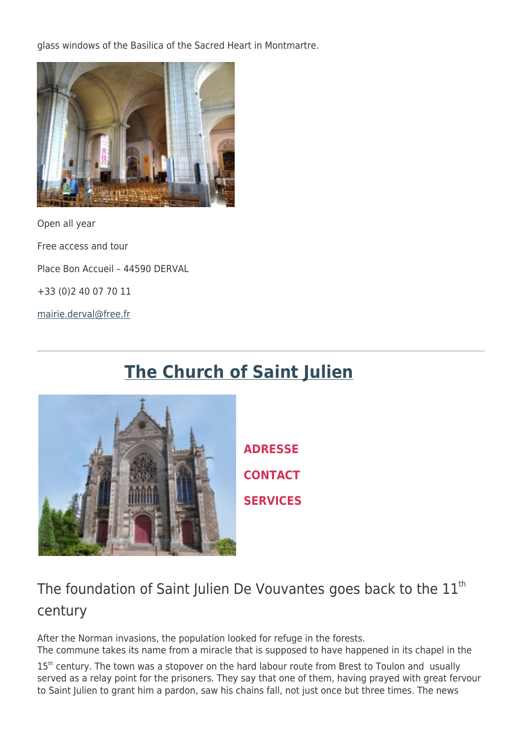glass windows of the Basilica of the Sacred Heart in Montmartre.

Open all year

Free access and tour

Place Bon Accueil – 44590 DERVAL

+33 (0)2 40 07 70 11

mairie.derval@free.fr

---

# The Church of Saint Julien

**ADRESSE**

**CONTACT**

**SERVICES**

## The foundation of Saint Julien De Vouvantes goes back to the 11th century

After the Norman invasions, the population looked for refuge in the forests.
The commune takes its name from a miracle that is supposed to have happened in its chapel in the 15th century. The town was a stopover on the hard labour route from Brest to Toulon and usually served as a relay point for the prisoners. They say that one of them, having prayed with great fervour to Saint Julien to grant him a pardon, saw his chains fall, not just once but three times. The news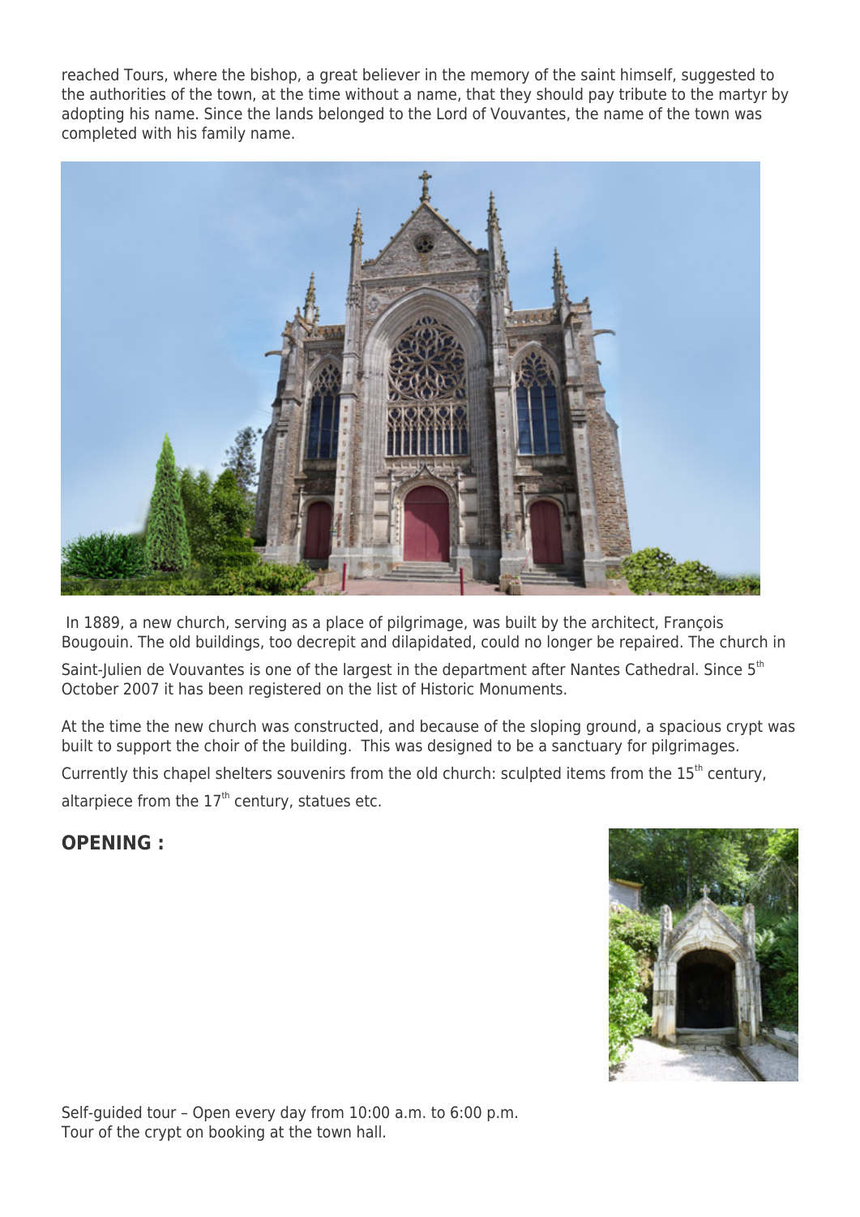reached Tours, where the bishop, a great believer in the memory of the saint himself, suggested to the authorities of the town, at the time without a name, that they should pay tribute to the martyr by adopting his name. Since the lands belonged to the Lord of Vouvantes, the name of the town was completed with his family name.

In 1889, a new church, serving as a place of pilgrimage, was built by the architect, François Bougouin. The old buildings, too decrepit and dilapidated, could no longer be repaired. The church in Saint-Julien de Vouvantes is one of the largest in the department after Nantes Cathedral. Since 5th October 2007 it has been registered on the list of Historic Monuments.

At the time the new church was constructed, and because of the sloping ground, a spacious crypt was built to support the choir of the building. This was designed to be a sanctuary for pilgrimages. Currently this chapel shelters souvenirs from the old church: sculpted items from the 15th century, altarpiece from the 17th century, statues etc.

## OPENING :

Self-guided tour – Open every day from 10:00 a.m. to 6:00 p.m.
Tour of the crypt on booking at the town hall.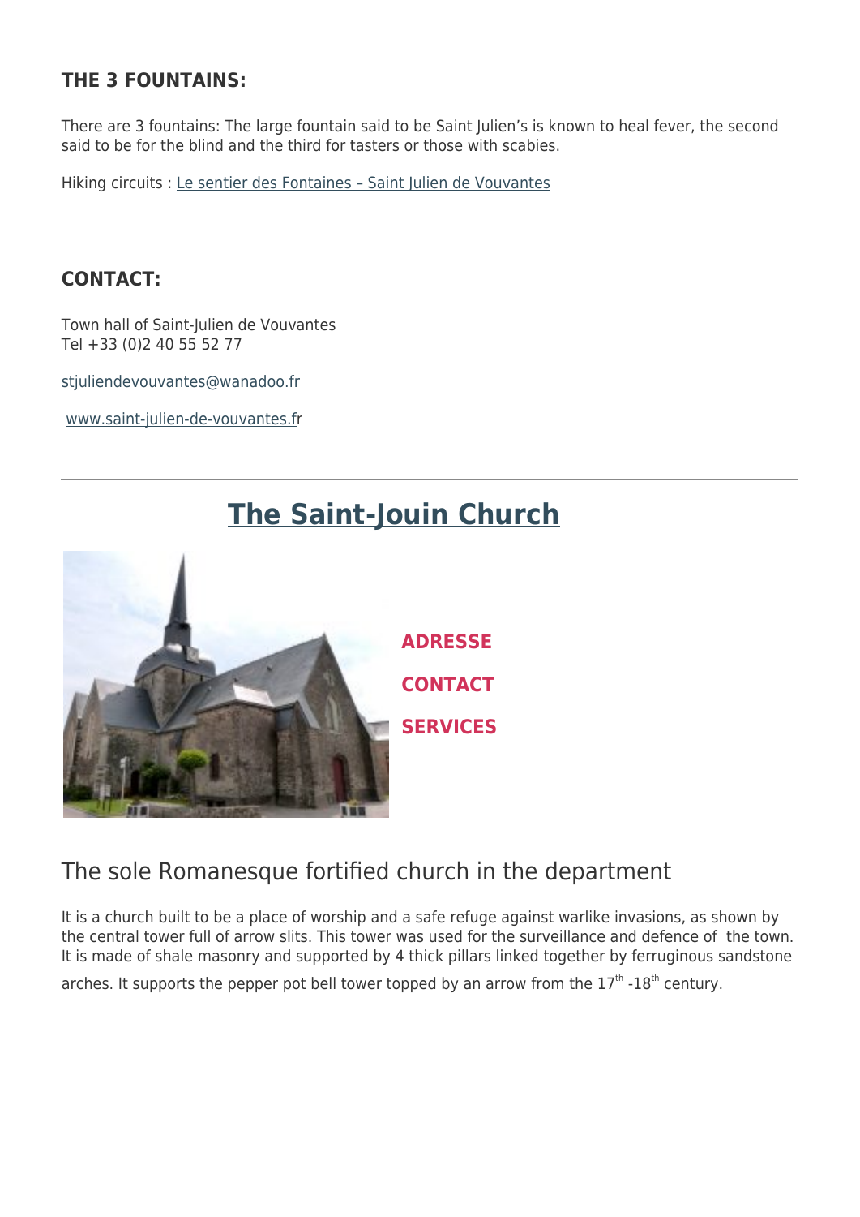### THE 3 FOUNTAINS:

There are 3 fountains: The large fountain said to be Saint Julien's is known to heal fever, the second said to be for the blind and the third for tasters or those with scabies.

Hiking circuits : [Le sentier des Fontaines – Saint Julien de Vouvantes]

### CONTACT:

Town hall of Saint-Julien de Vouvantes
Tel +33 (0)2 40 55 52 77

stjuliendevouvantes@wanadoo.fr

www.saint-julien-de-vouvantes.fr

---

## The Saint-Jouin Church

**ADRESSE**

**CONTACT**

**SERVICES**

### The sole Romanesque fortified church in the department

It is a church built to be a place of worship and a safe refuge against warlike invasions, as shown by the central tower full of arrow slits. This tower was used for the surveillance and defence of the town. It is made of shale masonry and supported by 4 thick pillars linked together by ferruginous sandstone arches. It supports the pepper pot bell tower topped by an arrow from the $17^{th}$ -$18^{th}$ century.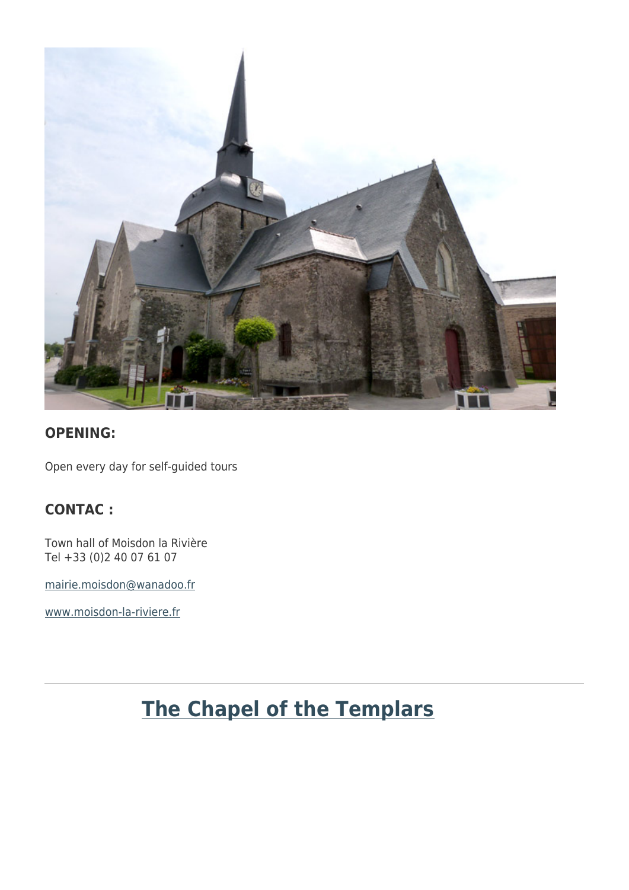### OPENING:

Open every day for self-guided tours

### CONTAC :

Town hall of Moisdon la Rivière
Tel +33 (0)2 40 07 61 07

[mairie.moisdon@wanadoo.fr](mailto:mairie.moisdon@wanadoo.fr)

[www.moisdon-la-riviere.fr](http://www.moisdon-la-riviere.fr)

---

## The Chapel of the Templars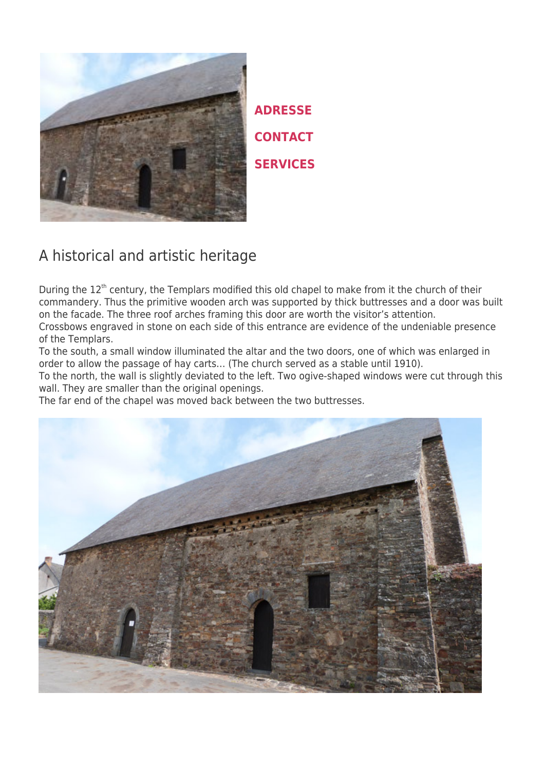**ADRESSE**

**CONTACT**

**SERVICES**

## A historical and artistic heritage

During the 12th century, the Templars modified this old chapel to make from it the church of their commandery. Thus the primitive wooden arch was supported by thick buttresses and a door was built on the facade. The three roof arches framing this door are worth the visitor's attention.
Crossbows engraved in stone on each side of this entrance are evidence of the undeniable presence of the Templars.
To the south, a small window illuminated the altar and the two doors, one of which was enlarged in order to allow the passage of hay carts… (The church served as a stable until 1910).
To the north, the wall is slightly deviated to the left. Two ogive-shaped windows were cut through this wall. They are smaller than the original openings.
The far end of the chapel was moved back between the two buttresses.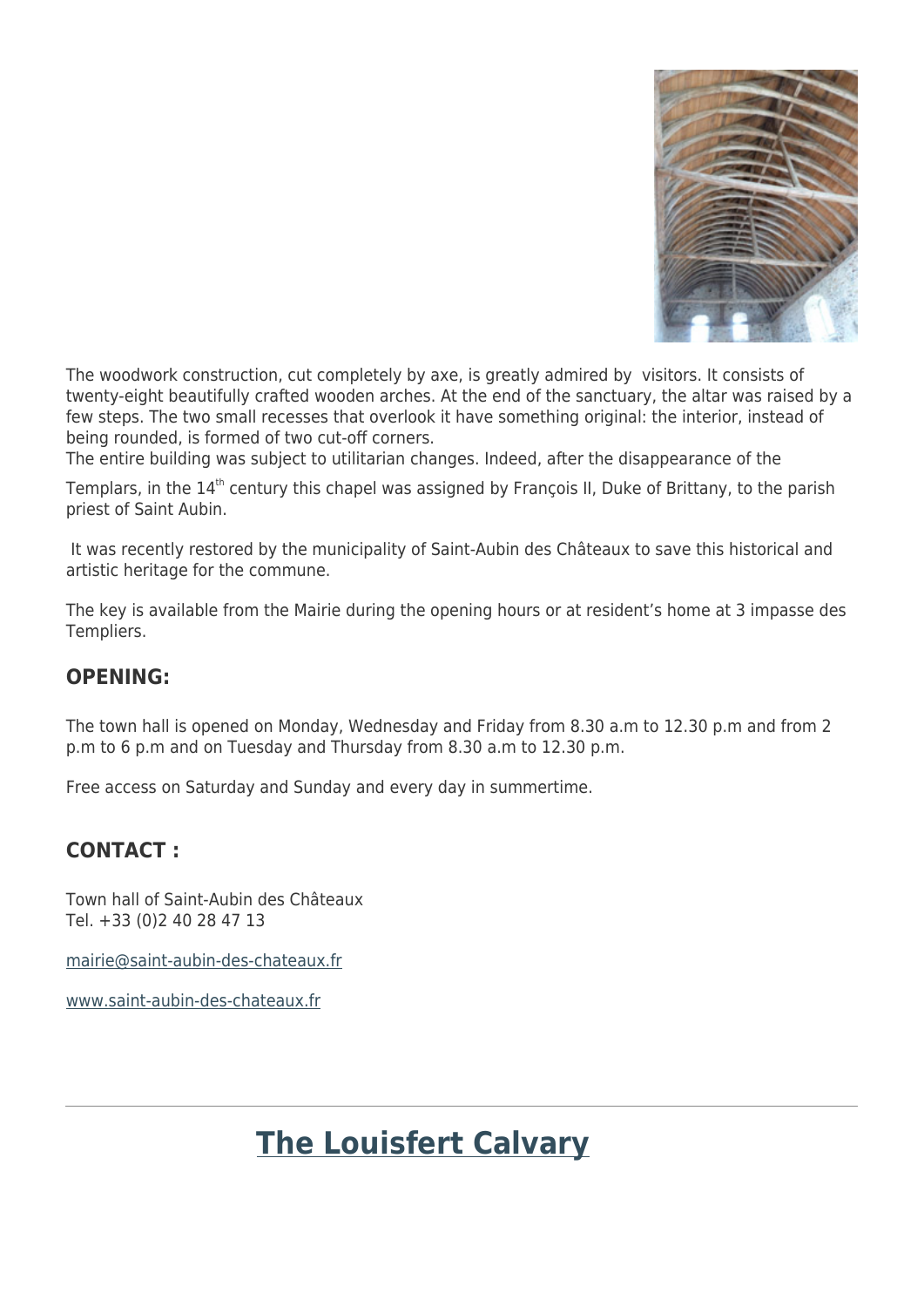The woodwork construction, cut completely by axe, is greatly admired by visitors. It consists of twenty-eight beautifully crafted wooden arches. At the end of the sanctuary, the altar was raised by a few steps. The two small recesses that overlook it have something original: the interior, instead of being rounded, is formed of two cut-off corners.

The entire building was subject to utilitarian changes. Indeed, after the disappearance of the Templars, in the 14th century this chapel was assigned by François II, Duke of Brittany, to the parish priest of Saint Aubin.

It was recently restored by the municipality of Saint-Aubin des Châteaux to save this historical and artistic heritage for the commune.

The key is available from the Mairie during the opening hours or at resident's home at 3 impasse des Templiers.

### OPENING:

The town hall is opened on Monday, Wednesday and Friday from 8.30 a.m to 12.30 p.m and from 2 p.m to 6 p.m and on Tuesday and Thursday from 8.30 a.m to 12.30 p.m.

Free access on Saturday and Sunday and every day in summertime.

### CONTACT :

Town hall of Saint-Aubin des Châteaux
Tel. +33 (0)2 40 28 47 13

mairie@saint-aubin-des-chateaux.fr

www.saint-aubin-des-chateaux.fr

---

## The Louisfert Calvary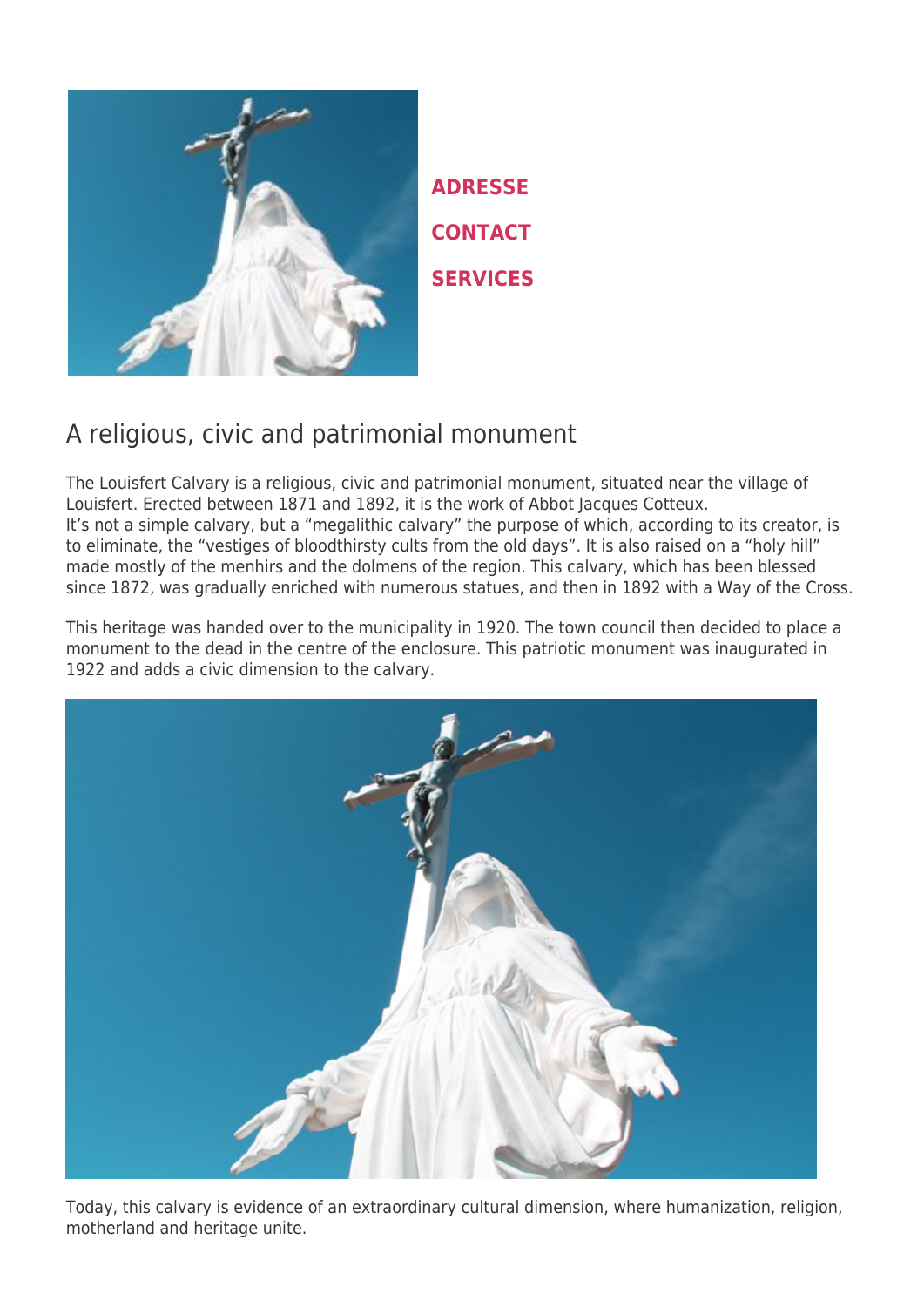**ADRESSE**

**CONTACT**

**SERVICES**

## A religious, civic and patrimonial monument

The Louisfert Calvary is a religious, civic and patrimonial monument, situated near the village of Louisfert. Erected between 1871 and 1892, it is the work of Abbot Jacques Cotteux.
It's not a simple calvary, but a "megalithic calvary" the purpose of which, according to its creator, is to eliminate, the "vestiges of bloodthirsty cults from the old days". It is also raised on a "holy hill" made mostly of the menhirs and the dolmens of the region. This calvary, which has been blessed since 1872, was gradually enriched with numerous statues, and then in 1892 with a Way of the Cross.

This heritage was handed over to the municipality in 1920. The town council then decided to place a monument to the dead in the centre of the enclosure. This patriotic monument was inaugurated in 1922 and adds a civic dimension to the calvary.

Today, this calvary is evidence of an extraordinary cultural dimension, where humanization, religion, motherland and heritage unite.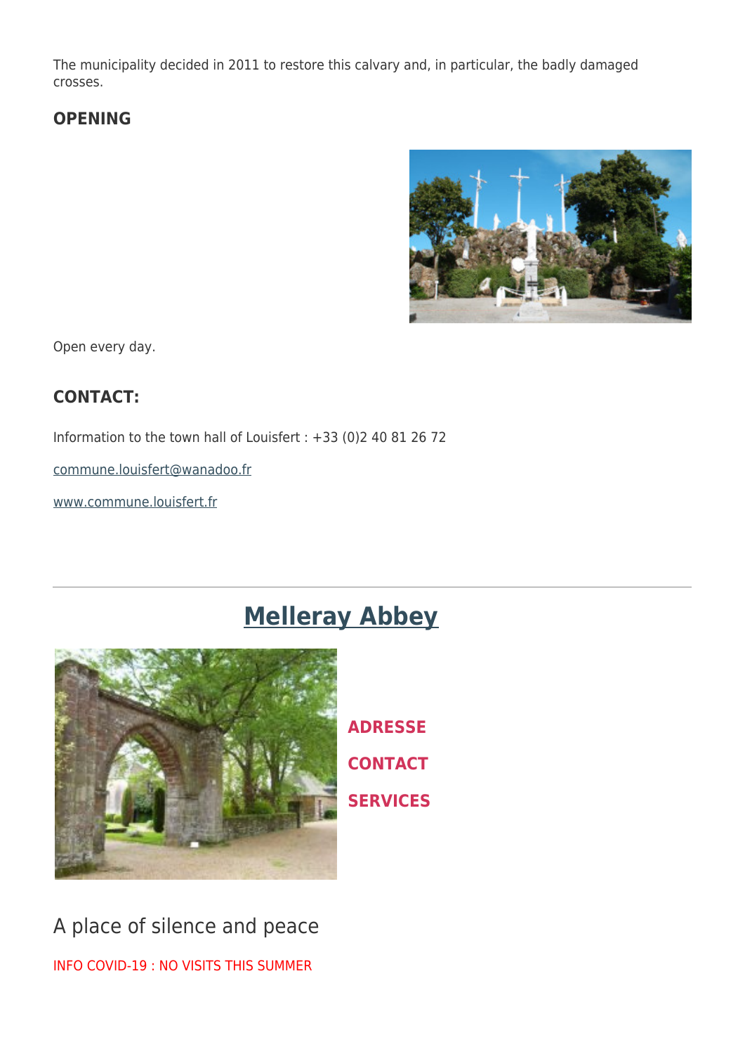The municipality decided in 2011 to restore this calvary and, in particular, the badly damaged crosses.

## OPENING

Open every day.

## CONTACT:

Information to the town hall of Louisfert : +33 (0)2 40 81 26 72

[commune.louisfert@wanadoo.fr](mailto:commune.louisfert@wanadoo.fr)

[www.commune.louisfert.fr](http://www.commune.louisfert.fr)

---

# Melleray Abbey

**ADRESSE**

**CONTACT**

**SERVICES**

A place of silence and peace

INFO COVID-19 : NO VISITS THIS SUMMER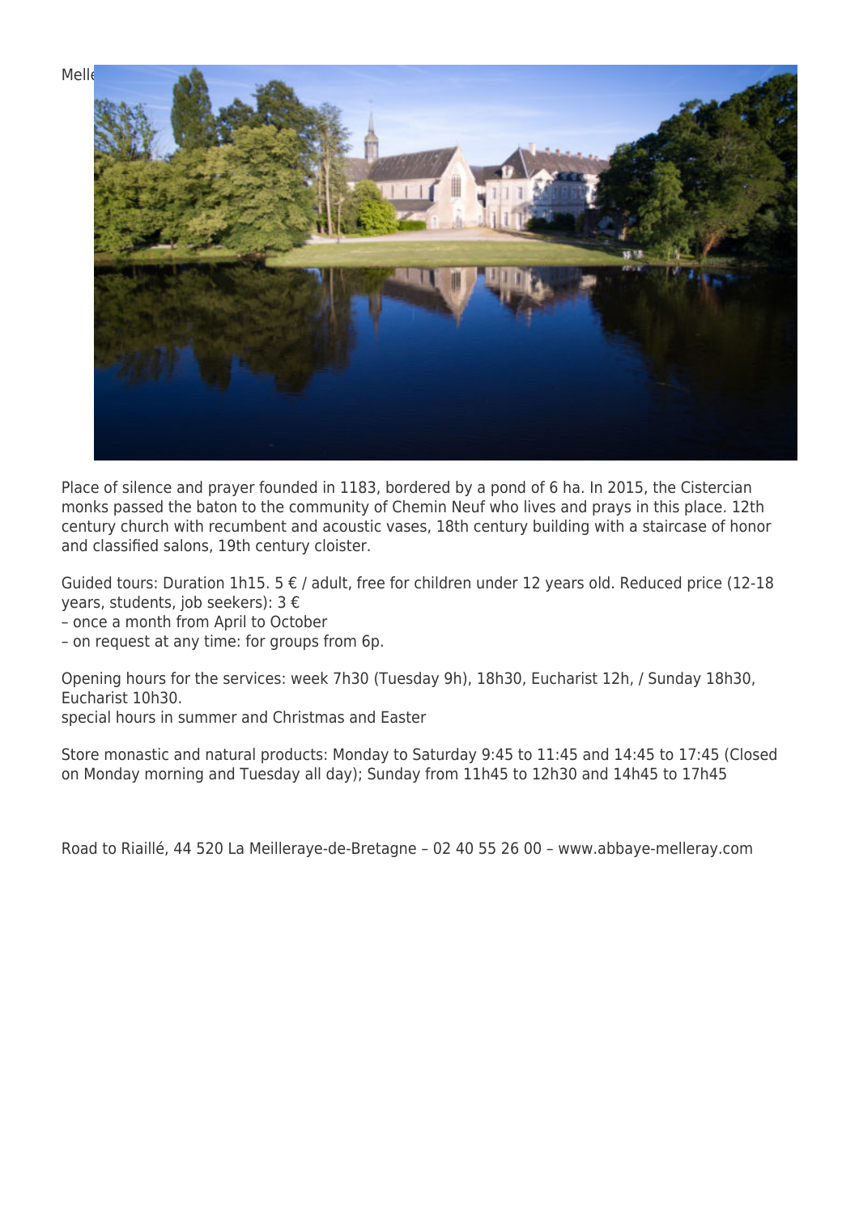Melle

Place of silence and prayer founded in 1183, bordered by a pond of 6 ha. In 2015, the Cistercian monks passed the baton to the community of Chemin Neuf who lives and prays in this place. 12th century church with recumbent and acoustic vases, 18th century building with a staircase of honor and classified salons, 19th century cloister.

Guided tours: Duration 1h15. 5 € / adult, free for children under 12 years old. Reduced price (12-18 years, students, job seekers): 3 €
– once a month from April to October
– on request at any time: for groups from 6p.

Opening hours for the services: week 7h30 (Tuesday 9h), 18h30, Eucharist 12h, / Sunday 18h30, Eucharist 10h30.
special hours in summer and Christmas and Easter

Store monastic and natural products: Monday to Saturday 9:45 to 11:45 and 14:45 to 17:45 (Closed on Monday morning and Tuesday all day); Sunday from 11h45 to 12h30 and 14h45 to 17h45

Road to Riaillé, 44 520 La Meilleraye-de-Bretagne – 02 40 55 26 00 – www.abbaye-melleray.com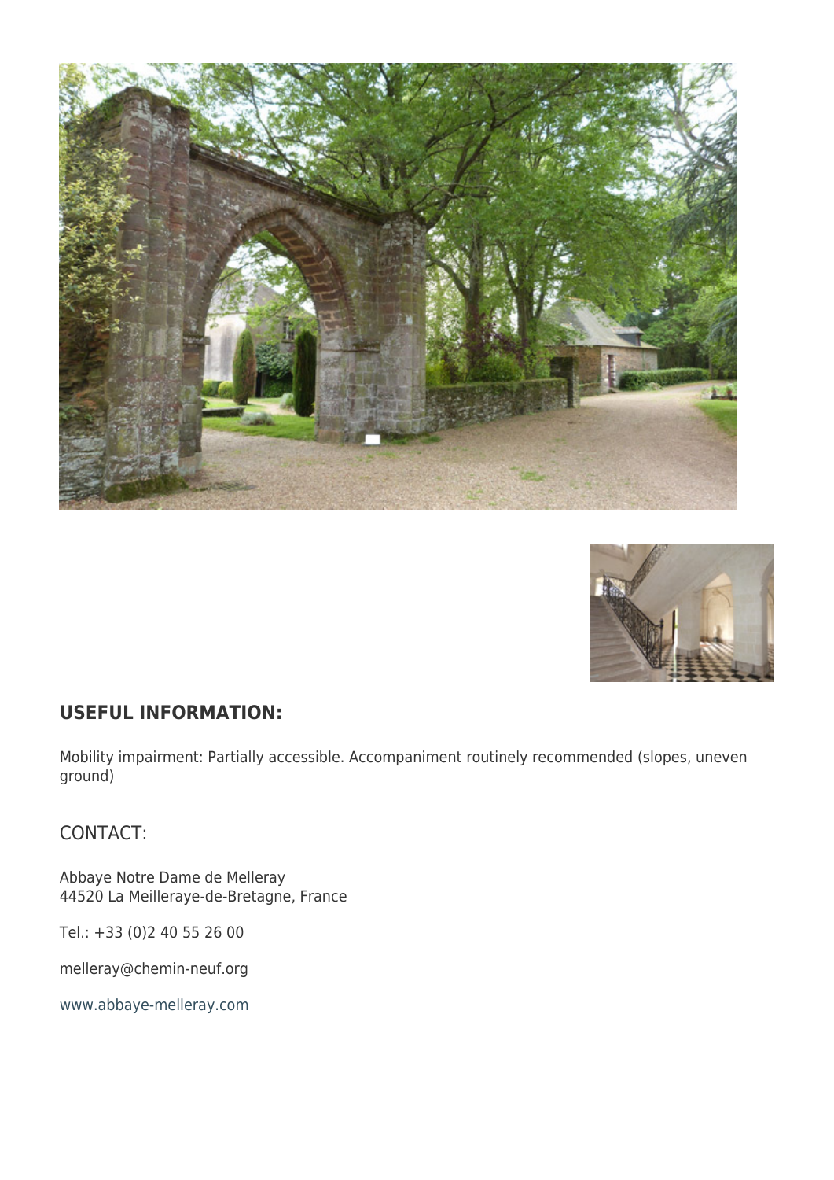## USEFUL INFORMATION:

Mobility impairment: Partially accessible. Accompaniment routinely recommended (slopes, uneven ground)

CONTACT:

Abbaye Notre Dame de Melleray
44520 La Meilleraye-de-Bretagne, France

Tel.: +33 (0)2 40 55 26 00

melleray@chemin-neuf.org

[www.abbaye-melleray.com](http://www.abbaye-melleray.com)